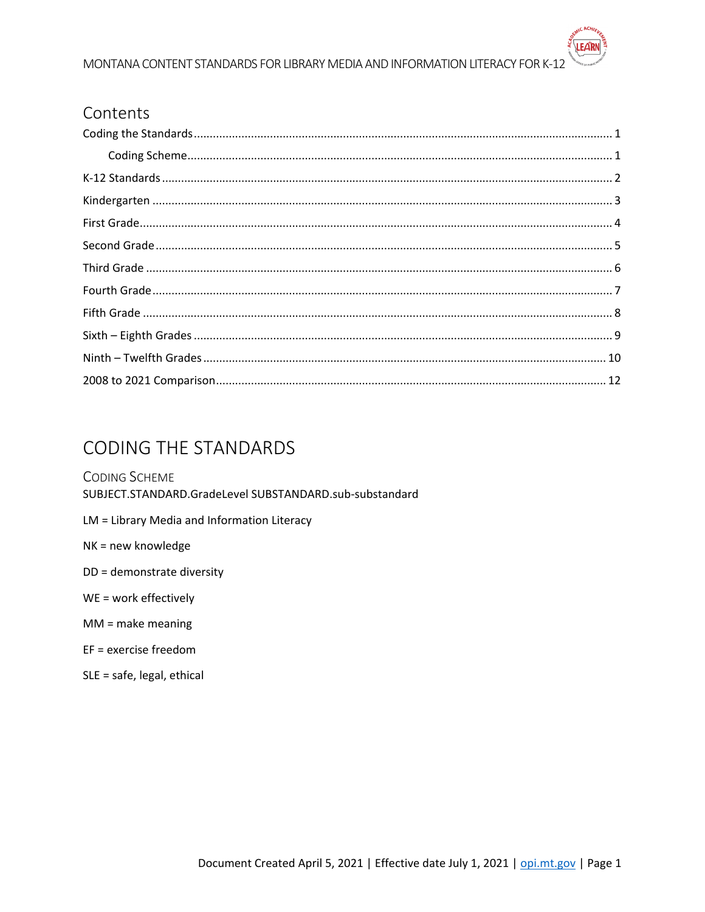# Contents

- Coding the Standards ........ 1
  - Coding Scheme ........ 1
- K-12 Standards ........ 2
- Kindergarten ........ 3
- First Grade ........ 4
- Second Grade ........ 5
- Third Grade ........ 6
- Fourth Grade ........ 7
- Fifth Grade ........ 8
- Sixth – Eighth Grades ........ 9
- Ninth – Twelfth Grades ........ 10
- 2008 to 2021 Comparison ........ 12

# CODING THE STANDARDS

## Coding Scheme

SUBJECT.STANDARD.GradeLevel SUBSTANDARD.sub-substandard

LM = Library Media and Information Literacy

NK = new knowledge

DD = demonstrate diversity

WE = work effectively

MM = make meaning

EF = exercise freedom

SLE = safe, legal, ethical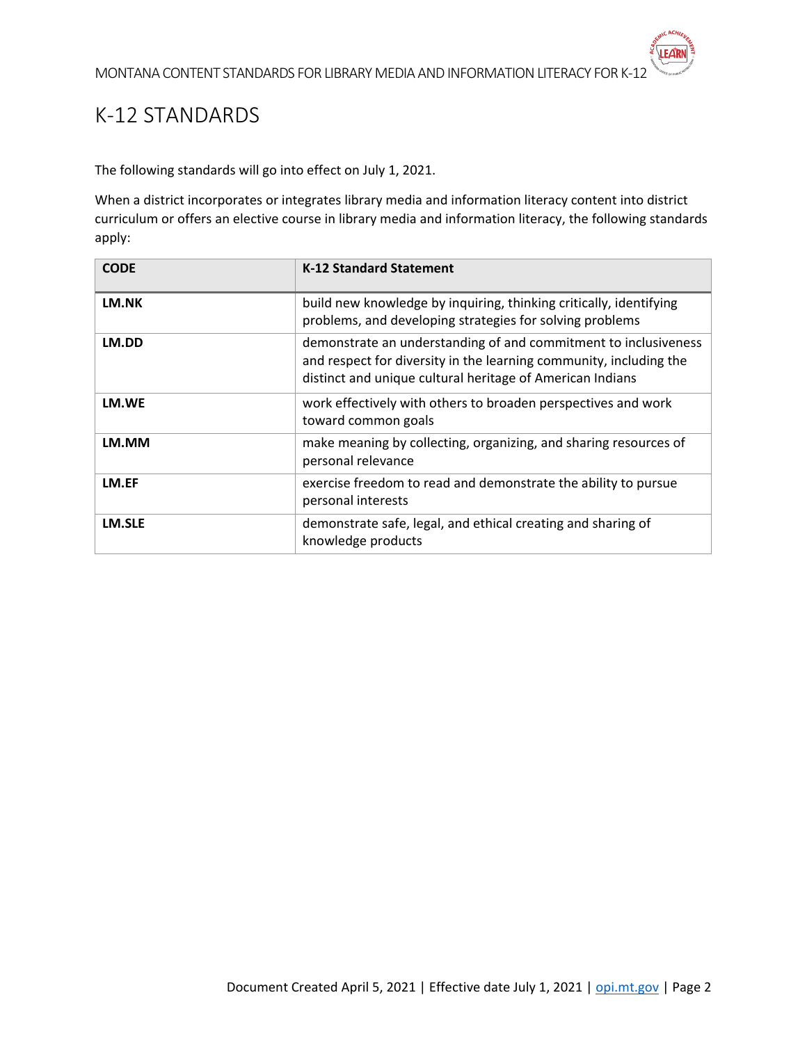# K-12 STANDARDS

The following standards will go into effect on July 1, 2021.

When a district incorporates or integrates library media and information literacy content into district curriculum or offers an elective course in library media and information literacy, the following standards apply:

| CODE | K-12 Standard Statement |
|---|---|
| **LM.NK** | build new knowledge by inquiring, thinking critically, identifying problems, and developing strategies for solving problems |
| **LM.DD** | demonstrate an understanding of and commitment to inclusiveness and respect for diversity in the learning community, including the distinct and unique cultural heritage of American Indians |
| **LM.WE** | work effectively with others to broaden perspectives and work toward common goals |
| **LM.MM** | make meaning by collecting, organizing, and sharing resources of personal relevance |
| **LM.EF** | exercise freedom to read and demonstrate the ability to pursue personal interests |
| **LM.SLE** | demonstrate safe, legal, and ethical creating and sharing of knowledge products |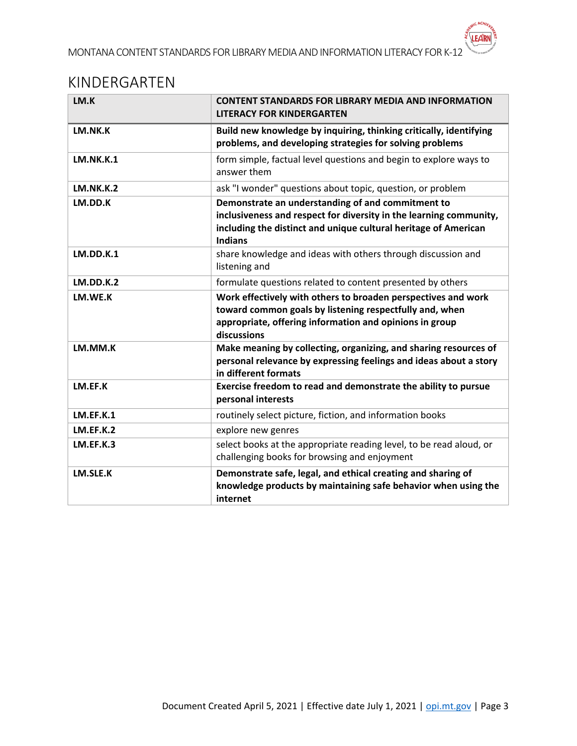# KINDERGARTEN

| LM.K | CONTENT STANDARDS FOR LIBRARY MEDIA AND INFORMATION LITERACY FOR KINDERGARTEN |
|---|---|
| **LM.NK.K** | **Build new knowledge by inquiring, thinking critically, identifying problems, and developing strategies for solving problems** |
| **LM.NK.K.1** | form simple, factual level questions and begin to explore ways to answer them |
| **LM.NK.K.2** | ask "I wonder" questions about topic, question, or problem |
| **LM.DD.K** | **Demonstrate an understanding of and commitment to inclusiveness and respect for diversity in the learning community, including the distinct and unique cultural heritage of American Indians** |
| **LM.DD.K.1** | share knowledge and ideas with others through discussion and listening and |
| **LM.DD.K.2** | formulate questions related to content presented by others |
| **LM.WE.K** | **Work effectively with others to broaden perspectives and work toward common goals by listening respectfully and, when appropriate, offering information and opinions in group discussions** |
| **LM.MM.K** | **Make meaning by collecting, organizing, and sharing resources of personal relevance by expressing feelings and ideas about a story in different formats** |
| **LM.EF.K** | **Exercise freedom to read and demonstrate the ability to pursue personal interests** |
| **LM.EF.K.1** | routinely select picture, fiction, and information books |
| **LM.EF.K.2** | explore new genres |
| **LM.EF.K.3** | select books at the appropriate reading level, to be read aloud, or challenging books for browsing and enjoyment |
| **LM.SLE.K** | **Demonstrate safe, legal, and ethical creating and sharing of knowledge products by maintaining safe behavior when using the internet** |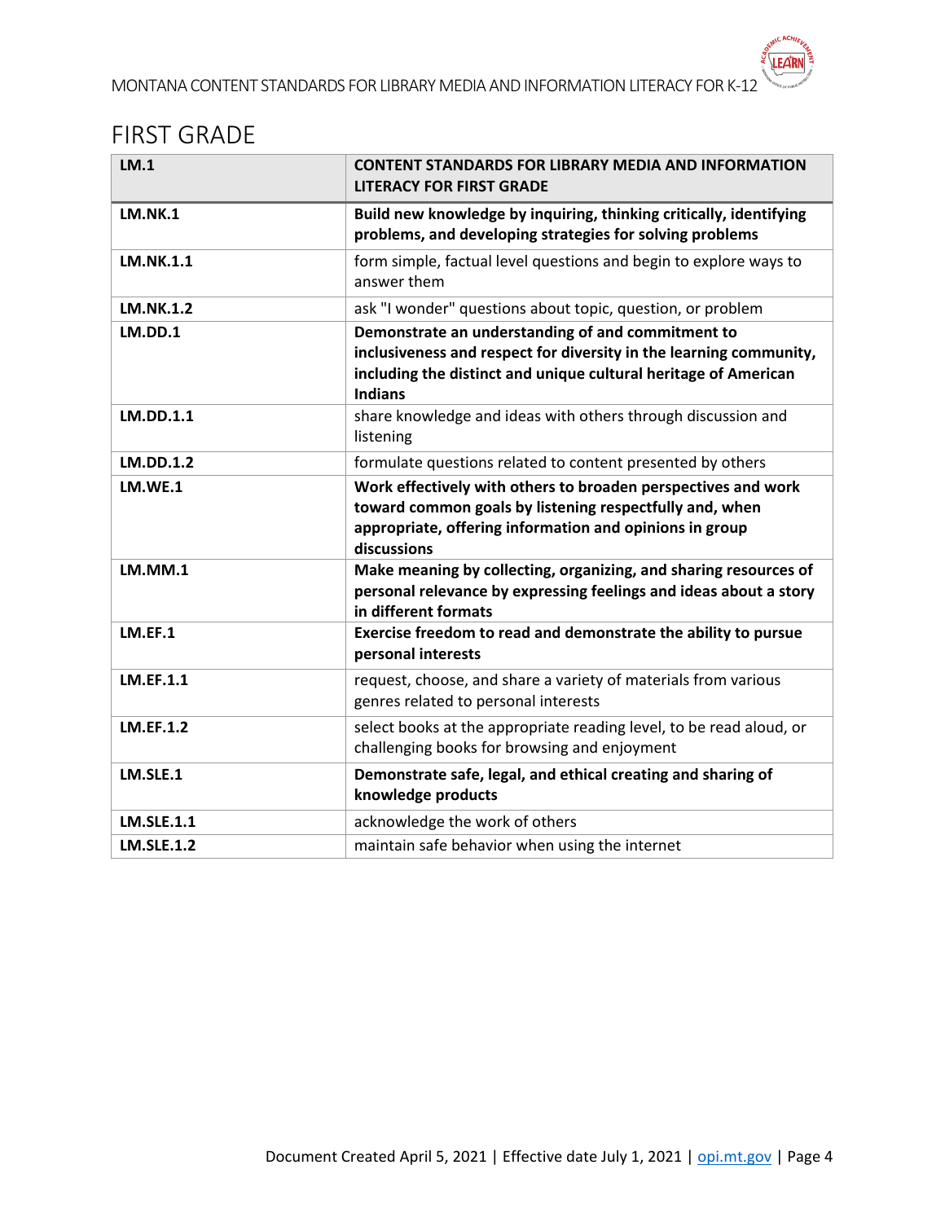## FIRST GRADE

| **LM.1** | **CONTENT STANDARDS FOR LIBRARY MEDIA AND INFORMATION LITERACY FOR FIRST GRADE** |
|---|---|
| **LM.NK.1** | **Build new knowledge by inquiring, thinking critically, identifying problems, and developing strategies for solving problems** |
| **LM.NK.1.1** | form simple, factual level questions and begin to explore ways to answer them |
| **LM.NK.1.2** | ask "I wonder" questions about topic, question, or problem |
| **LM.DD.1** | **Demonstrate an understanding of and commitment to inclusiveness and respect for diversity in the learning community, including the distinct and unique cultural heritage of American Indians** |
| **LM.DD.1.1** | share knowledge and ideas with others through discussion and listening |
| **LM.DD.1.2** | formulate questions related to content presented by others |
| **LM.WE.1** | **Work effectively with others to broaden perspectives and work toward common goals by listening respectfully and, when appropriate, offering information and opinions in group discussions** |
| **LM.MM.1** | **Make meaning by collecting, organizing, and sharing resources of personal relevance by expressing feelings and ideas about a story in different formats** |
| **LM.EF.1** | **Exercise freedom to read and demonstrate the ability to pursue personal interests** |
| **LM.EF.1.1** | request, choose, and share a variety of materials from various genres related to personal interests |
| **LM.EF.1.2** | select books at the appropriate reading level, to be read aloud, or challenging books for browsing and enjoyment |
| **LM.SLE.1** | **Demonstrate safe, legal, and ethical creating and sharing of knowledge products** |
| **LM.SLE.1.1** | acknowledge the work of others |
| **LM.SLE.1.2** | maintain safe behavior when using the internet |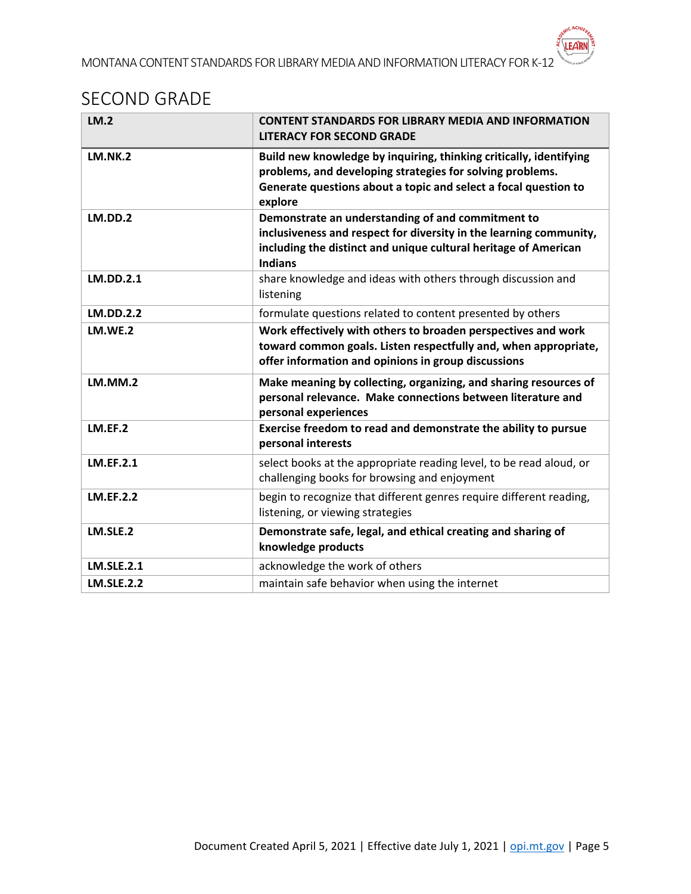## SECOND GRADE

| LM.2 | CONTENT STANDARDS FOR LIBRARY MEDIA AND INFORMATION LITERACY FOR SECOND GRADE |
|---|---|
| **LM.NK.2** | **Build new knowledge by inquiring, thinking critically, identifying problems, and developing strategies for solving problems. Generate questions about a topic and select a focal question to explore** |
| **LM.DD.2** | **Demonstrate an understanding of and commitment to inclusiveness and respect for diversity in the learning community, including the distinct and unique cultural heritage of American Indians** |
| **LM.DD.2.1** | share knowledge and ideas with others through discussion and listening |
| **LM.DD.2.2** | formulate questions related to content presented by others |
| **LM.WE.2** | **Work effectively with others to broaden perspectives and work toward common goals. Listen respectfully and, when appropriate, offer information and opinions in group discussions** |
| **LM.MM.2** | **Make meaning by collecting, organizing, and sharing resources of personal relevance. Make connections between literature and personal experiences** |
| **LM.EF.2** | **Exercise freedom to read and demonstrate the ability to pursue personal interests** |
| **LM.EF.2.1** | select books at the appropriate reading level, to be read aloud, or challenging books for browsing and enjoyment |
| **LM.EF.2.2** | begin to recognize that different genres require different reading, listening, or viewing strategies |
| **LM.SLE.2** | **Demonstrate safe, legal, and ethical creating and sharing of knowledge products** |
| **LM.SLE.2.1** | acknowledge the work of others |
| **LM.SLE.2.2** | maintain safe behavior when using the internet |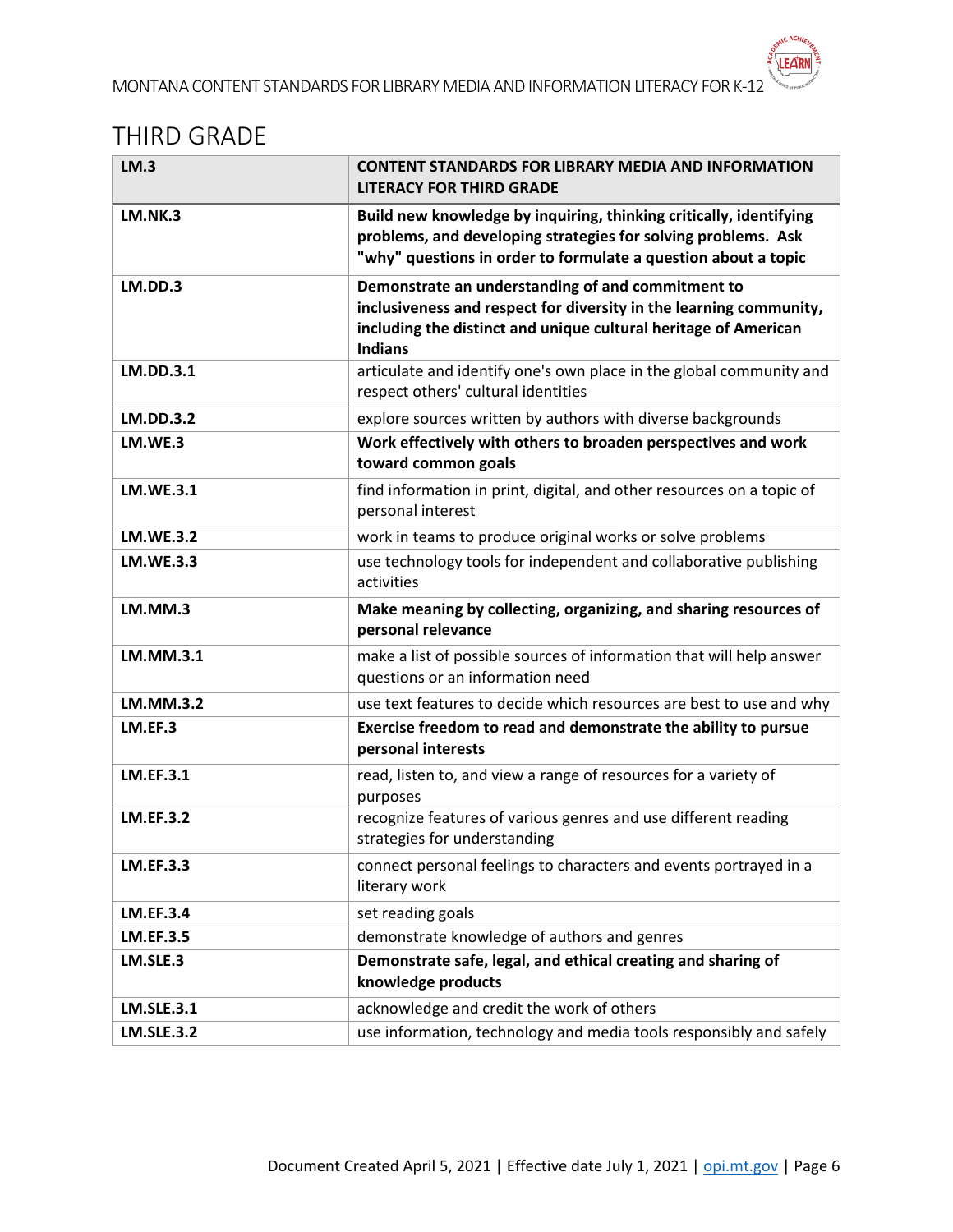## THIRD GRADE

| **LM.3** | **CONTENT STANDARDS FOR LIBRARY MEDIA AND INFORMATION LITERACY FOR THIRD GRADE** |
|---|---|
| **LM.NK.3** | **Build new knowledge by inquiring, thinking critically, identifying problems, and developing strategies for solving problems. Ask "why" questions in order to formulate a question about a topic** |
| **LM.DD.3** | **Demonstrate an understanding of and commitment to inclusiveness and respect for diversity in the learning community, including the distinct and unique cultural heritage of American Indians** |
| **LM.DD.3.1** | articulate and identify one's own place in the global community and respect others' cultural identities |
| **LM.DD.3.2** | explore sources written by authors with diverse backgrounds |
| **LM.WE.3** | **Work effectively with others to broaden perspectives and work toward common goals** |
| **LM.WE.3.1** | find information in print, digital, and other resources on a topic of personal interest |
| **LM.WE.3.2** | work in teams to produce original works or solve problems |
| **LM.WE.3.3** | use technology tools for independent and collaborative publishing activities |
| **LM.MM.3** | **Make meaning by collecting, organizing, and sharing resources of personal relevance** |
| **LM.MM.3.1** | make a list of possible sources of information that will help answer questions or an information need |
| **LM.MM.3.2** | use text features to decide which resources are best to use and why |
| **LM.EF.3** | **Exercise freedom to read and demonstrate the ability to pursue personal interests** |
| **LM.EF.3.1** | read, listen to, and view a range of resources for a variety of purposes |
| **LM.EF.3.2** | recognize features of various genres and use different reading strategies for understanding |
| **LM.EF.3.3** | connect personal feelings to characters and events portrayed in a literary work |
| **LM.EF.3.4** | set reading goals |
| **LM.EF.3.5** | demonstrate knowledge of authors and genres |
| **LM.SLE.3** | **Demonstrate safe, legal, and ethical creating and sharing of knowledge products** |
| **LM.SLE.3.1** | acknowledge and credit the work of others |
| **LM.SLE.3.2** | use information, technology and media tools responsibly and safely |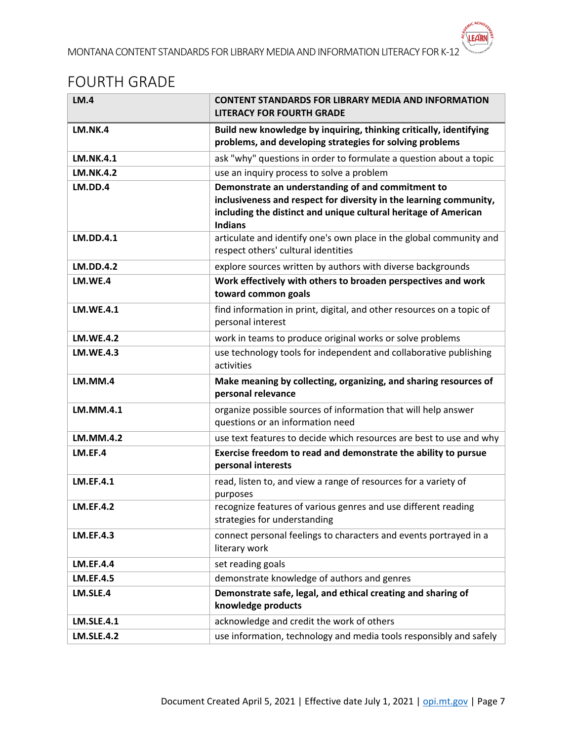# FOURTH GRADE

| **LM.4** | **CONTENT STANDARDS FOR LIBRARY MEDIA AND INFORMATION LITERACY FOR FOURTH GRADE** |
| --- | --- |
| **LM.NK.4** | **Build new knowledge by inquiring, thinking critically, identifying problems, and developing strategies for solving problems** |
| **LM.NK.4.1** | ask "why" questions in order to formulate a question about a topic |
| **LM.NK.4.2** | use an inquiry process to solve a problem |
| **LM.DD.4** | **Demonstrate an understanding of and commitment to inclusiveness and respect for diversity in the learning community, including the distinct and unique cultural heritage of American Indians** |
| **LM.DD.4.1** | articulate and identify one's own place in the global community and respect others' cultural identities |
| **LM.DD.4.2** | explore sources written by authors with diverse backgrounds |
| **LM.WE.4** | **Work effectively with others to broaden perspectives and work toward common goals** |
| **LM.WE.4.1** | find information in print, digital, and other resources on a topic of personal interest |
| **LM.WE.4.2** | work in teams to produce original works or solve problems |
| **LM.WE.4.3** | use technology tools for independent and collaborative publishing activities |
| **LM.MM.4** | **Make meaning by collecting, organizing, and sharing resources of personal relevance** |
| **LM.MM.4.1** | organize possible sources of information that will help answer questions or an information need |
| **LM.MM.4.2** | use text features to decide which resources are best to use and why |
| **LM.EF.4** | **Exercise freedom to read and demonstrate the ability to pursue personal interests** |
| **LM.EF.4.1** | read, listen to, and view a range of resources for a variety of purposes |
| **LM.EF.4.2** | recognize features of various genres and use different reading strategies for understanding |
| **LM.EF.4.3** | connect personal feelings to characters and events portrayed in a literary work |
| **LM.EF.4.4** | set reading goals |
| **LM.EF.4.5** | demonstrate knowledge of authors and genres |
| **LM.SLE.4** | **Demonstrate safe, legal, and ethical creating and sharing of knowledge products** |
| **LM.SLE.4.1** | acknowledge and credit the work of others |
| **LM.SLE.4.2** | use information, technology and media tools responsibly and safely |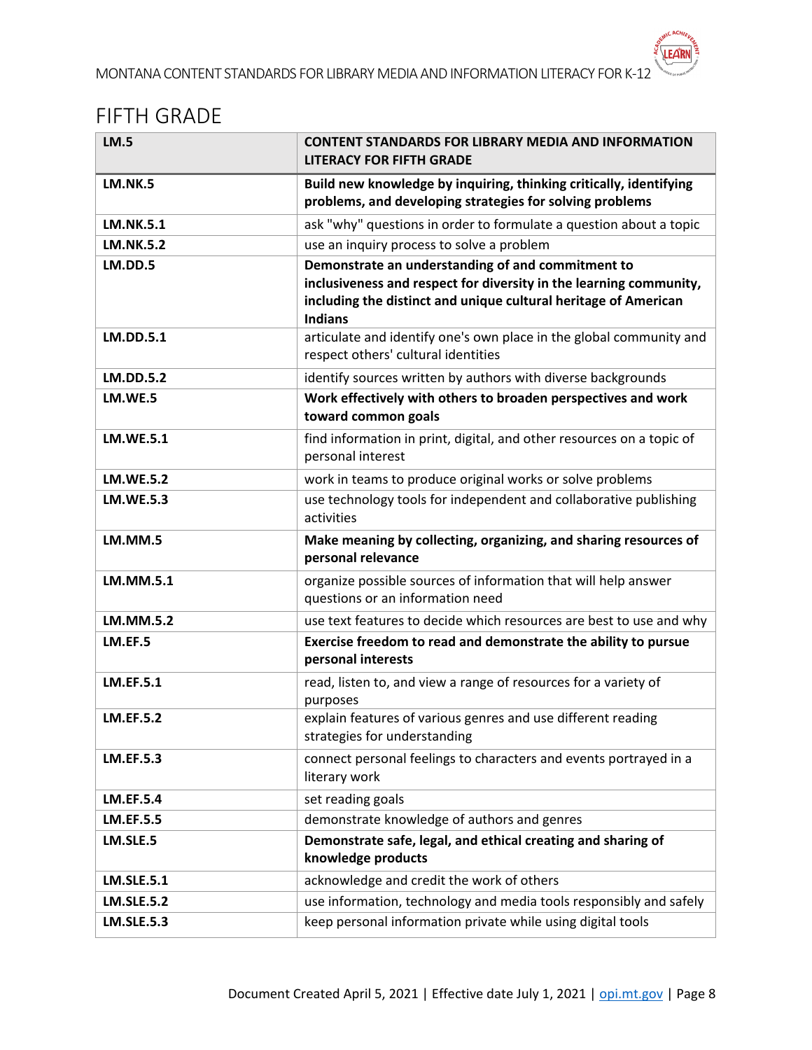# FIFTH GRADE

| **LM.5** | **CONTENT STANDARDS FOR LIBRARY MEDIA AND INFORMATION LITERACY FOR FIFTH GRADE** |
|---|---|
| **LM.NK.5** | **Build new knowledge by inquiring, thinking critically, identifying problems, and developing strategies for solving problems** |
| **LM.NK.5.1** | ask "why" questions in order to formulate a question about a topic |
| **LM.NK.5.2** | use an inquiry process to solve a problem |
| **LM.DD.5** | **Demonstrate an understanding of and commitment to inclusiveness and respect for diversity in the learning community, including the distinct and unique cultural heritage of American Indians** |
| **LM.DD.5.1** | articulate and identify one's own place in the global community and respect others' cultural identities |
| **LM.DD.5.2** | identify sources written by authors with diverse backgrounds |
| **LM.WE.5** | **Work effectively with others to broaden perspectives and work toward common goals** |
| **LM.WE.5.1** | find information in print, digital, and other resources on a topic of personal interest |
| **LM.WE.5.2** | work in teams to produce original works or solve problems |
| **LM.WE.5.3** | use technology tools for independent and collaborative publishing activities |
| **LM.MM.5** | **Make meaning by collecting, organizing, and sharing resources of personal relevance** |
| **LM.MM.5.1** | organize possible sources of information that will help answer questions or an information need |
| **LM.MM.5.2** | use text features to decide which resources are best to use and why |
| **LM.EF.5** | **Exercise freedom to read and demonstrate the ability to pursue personal interests** |
| **LM.EF.5.1** | read, listen to, and view a range of resources for a variety of purposes |
| **LM.EF.5.2** | explain features of various genres and use different reading strategies for understanding |
| **LM.EF.5.3** | connect personal feelings to characters and events portrayed in a literary work |
| **LM.EF.5.4** | set reading goals |
| **LM.EF.5.5** | demonstrate knowledge of authors and genres |
| **LM.SLE.5** | **Demonstrate safe, legal, and ethical creating and sharing of knowledge products** |
| **LM.SLE.5.1** | acknowledge and credit the work of others |
| **LM.SLE.5.2** | use information, technology and media tools responsibly and safely |
| **LM.SLE.5.3** | keep personal information private while using digital tools |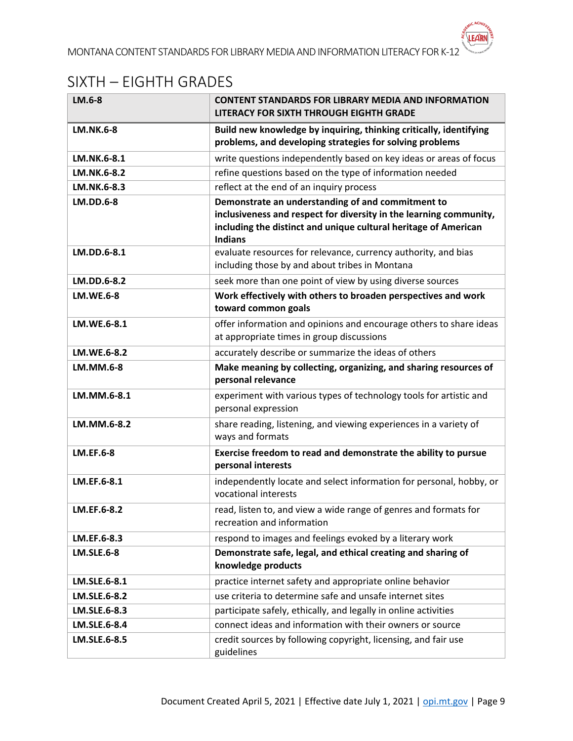# SIXTH – EIGHTH GRADES

| LM.6-8 | CONTENT STANDARDS FOR LIBRARY MEDIA AND INFORMATION LITERACY FOR SIXTH THROUGH EIGHTH GRADE |
| --- | --- |
| **LM.NK.6-8** | **Build new knowledge by inquiring, thinking critically, identifying problems, and developing strategies for solving problems** |
| **LM.NK.6-8.1** | write questions independently based on key ideas or areas of focus |
| **LM.NK.6-8.2** | refine questions based on the type of information needed |
| **LM.NK.6-8.3** | reflect at the end of an inquiry process |
| **LM.DD.6-8** | **Demonstrate an understanding of and commitment to inclusiveness and respect for diversity in the learning community, including the distinct and unique cultural heritage of American Indians** |
| **LM.DD.6-8.1** | evaluate resources for relevance, currency authority, and bias including those by and about tribes in Montana |
| **LM.DD.6-8.2** | seek more than one point of view by using diverse sources |
| **LM.WE.6-8** | **Work effectively with others to broaden perspectives and work toward common goals** |
| **LM.WE.6-8.1** | offer information and opinions and encourage others to share ideas at appropriate times in group discussions |
| **LM.WE.6-8.2** | accurately describe or summarize the ideas of others |
| **LM.MM.6-8** | **Make meaning by collecting, organizing, and sharing resources of personal relevance** |
| **LM.MM.6-8.1** | experiment with various types of technology tools for artistic and personal expression |
| **LM.MM.6-8.2** | share reading, listening, and viewing experiences in a variety of ways and formats |
| **LM.EF.6-8** | **Exercise freedom to read and demonstrate the ability to pursue personal interests** |
| **LM.EF.6-8.1** | independently locate and select information for personal, hobby, or vocational interests |
| **LM.EF.6-8.2** | read, listen to, and view a wide range of genres and formats for recreation and information |
| **LM.EF.6-8.3** | respond to images and feelings evoked by a literary work |
| **LM.SLE.6-8** | **Demonstrate safe, legal, and ethical creating and sharing of knowledge products** |
| **LM.SLE.6-8.1** | practice internet safety and appropriate online behavior |
| **LM.SLE.6-8.2** | use criteria to determine safe and unsafe internet sites |
| **LM.SLE.6-8.3** | participate safely, ethically, and legally in online activities |
| **LM.SLE.6-8.4** | connect ideas and information with their owners or source |
| **LM.SLE.6-8.5** | credit sources by following copyright, licensing, and fair use guidelines |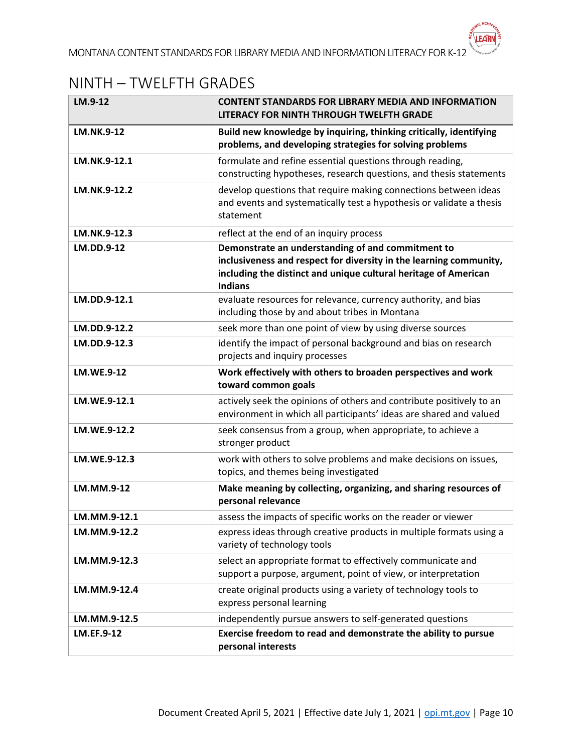## NINTH – TWELFTH GRADES

| LM.9-12 | CONTENT STANDARDS FOR LIBRARY MEDIA AND INFORMATION LITERACY FOR NINTH THROUGH TWELFTH GRADE |
|---|---|
| **LM.NK.9-12** | **Build new knowledge by inquiring, thinking critically, identifying problems, and developing strategies for solving problems** |
| **LM.NK.9-12.1** | formulate and refine essential questions through reading, constructing hypotheses, research questions, and thesis statements |
| **LM.NK.9-12.2** | develop questions that require making connections between ideas and events and systematically test a hypothesis or validate a thesis statement |
| **LM.NK.9-12.3** | reflect at the end of an inquiry process |
| **LM.DD.9-12** | **Demonstrate an understanding of and commitment to inclusiveness and respect for diversity in the learning community, including the distinct and unique cultural heritage of American Indians** |
| **LM.DD.9-12.1** | evaluate resources for relevance, currency authority, and bias including those by and about tribes in Montana |
| **LM.DD.9-12.2** | seek more than one point of view by using diverse sources |
| **LM.DD.9-12.3** | identify the impact of personal background and bias on research projects and inquiry processes |
| **LM.WE.9-12** | **Work effectively with others to broaden perspectives and work toward common goals** |
| **LM.WE.9-12.1** | actively seek the opinions of others and contribute positively to an environment in which all participants' ideas are shared and valued |
| **LM.WE.9-12.2** | seek consensus from a group, when appropriate, to achieve a stronger product |
| **LM.WE.9-12.3** | work with others to solve problems and make decisions on issues, topics, and themes being investigated |
| **LM.MM.9-12** | **Make meaning by collecting, organizing, and sharing resources of personal relevance** |
| **LM.MM.9-12.1** | assess the impacts of specific works on the reader or viewer |
| **LM.MM.9-12.2** | express ideas through creative products in multiple formats using a variety of technology tools |
| **LM.MM.9-12.3** | select an appropriate format to effectively communicate and support a purpose, argument, point of view, or interpretation |
| **LM.MM.9-12.4** | create original products using a variety of technology tools to express personal learning |
| **LM.MM.9-12.5** | independently pursue answers to self-generated questions |
| **LM.EF.9-12** | **Exercise freedom to read and demonstrate the ability to pursue personal interests** |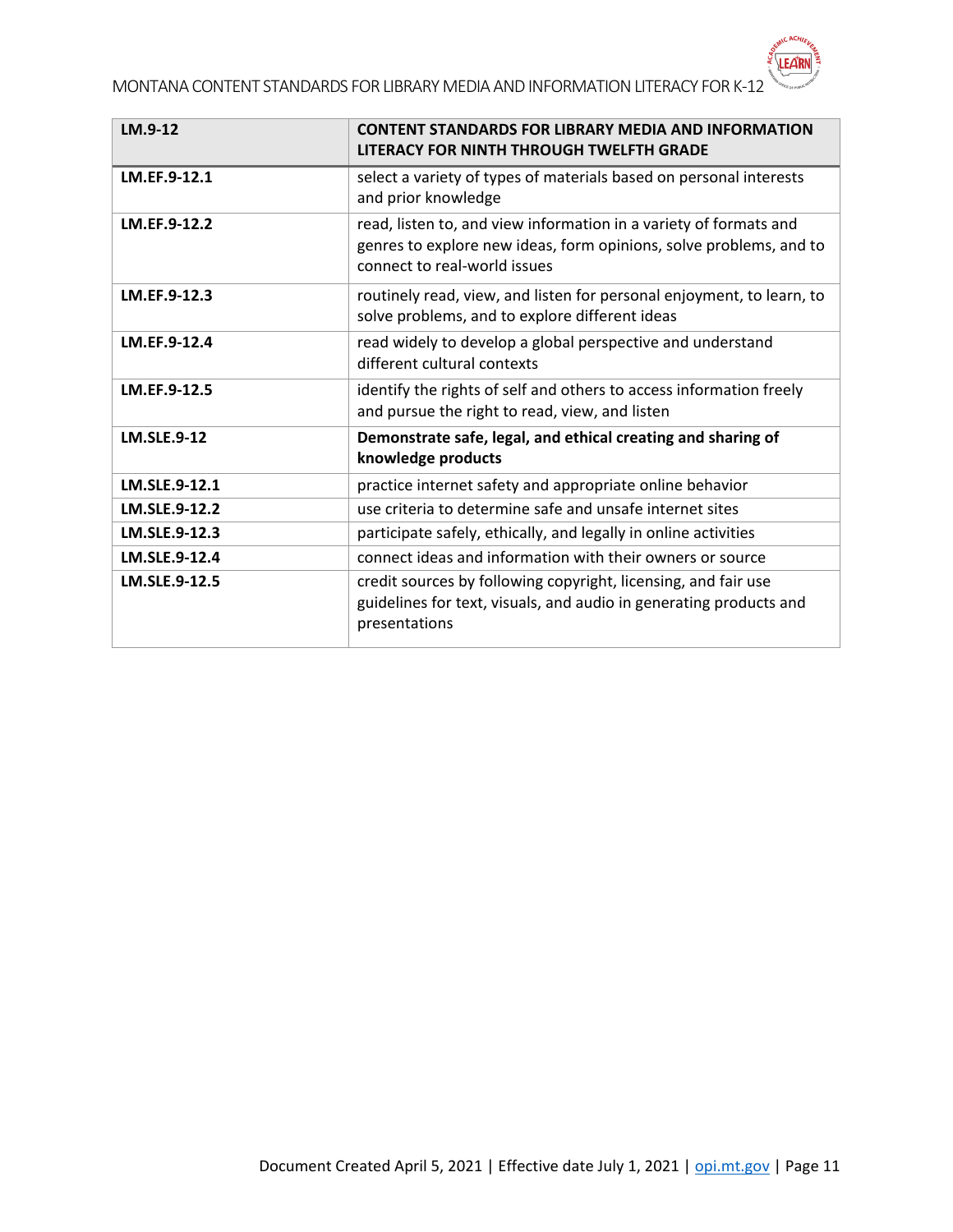| LM.9-12 | CONTENT STANDARDS FOR LIBRARY MEDIA AND INFORMATION LITERACY FOR NINTH THROUGH TWELFTH GRADE |
|---|---|
| **LM.EF.9-12.1** | select a variety of types of materials based on personal interests and prior knowledge |
| **LM.EF.9-12.2** | read, listen to, and view information in a variety of formats and genres to explore new ideas, form opinions, solve problems, and to connect to real-world issues |
| **LM.EF.9-12.3** | routinely read, view, and listen for personal enjoyment, to learn, to solve problems, and to explore different ideas |
| **LM.EF.9-12.4** | read widely to develop a global perspective and understand different cultural contexts |
| **LM.EF.9-12.5** | identify the rights of self and others to access information freely and pursue the right to read, view, and listen |
| **LM.SLE.9-12** | **Demonstrate safe, legal, and ethical creating and sharing of knowledge products** |
| **LM.SLE.9-12.1** | practice internet safety and appropriate online behavior |
| **LM.SLE.9-12.2** | use criteria to determine safe and unsafe internet sites |
| **LM.SLE.9-12.3** | participate safely, ethically, and legally in online activities |
| **LM.SLE.9-12.4** | connect ideas and information with their owners or source |
| **LM.SLE.9-12.5** | credit sources by following copyright, licensing, and fair use guidelines for text, visuals, and audio in generating products and presentations |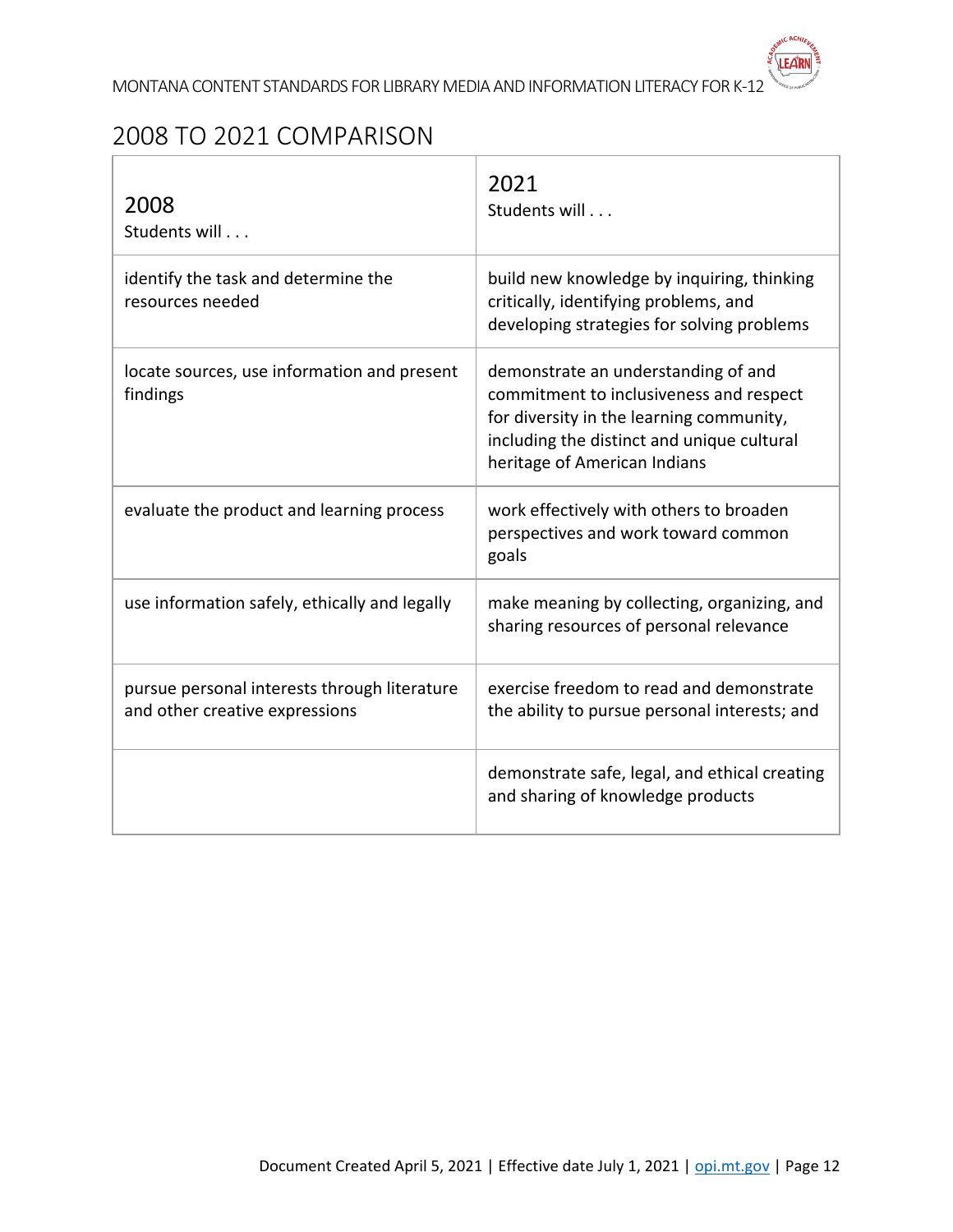## 2008 TO 2021 COMPARISON

| 2008<br>Students will . . . | 2021<br>Students will . . . |
|---|---|
| identify the task and determine the resources needed | build new knowledge by inquiring, thinking critically, identifying problems, and developing strategies for solving problems |
| locate sources, use information and present findings | demonstrate an understanding of and commitment to inclusiveness and respect for diversity in the learning community, including the distinct and unique cultural heritage of American Indians |
| evaluate the product and learning process | work effectively with others to broaden perspectives and work toward common goals |
| use information safely, ethically and legally | make meaning by collecting, organizing, and sharing resources of personal relevance |
| pursue personal interests through literature and other creative expressions | exercise freedom to read and demonstrate the ability to pursue personal interests; and |
| | demonstrate safe, legal, and ethical creating and sharing of knowledge products |